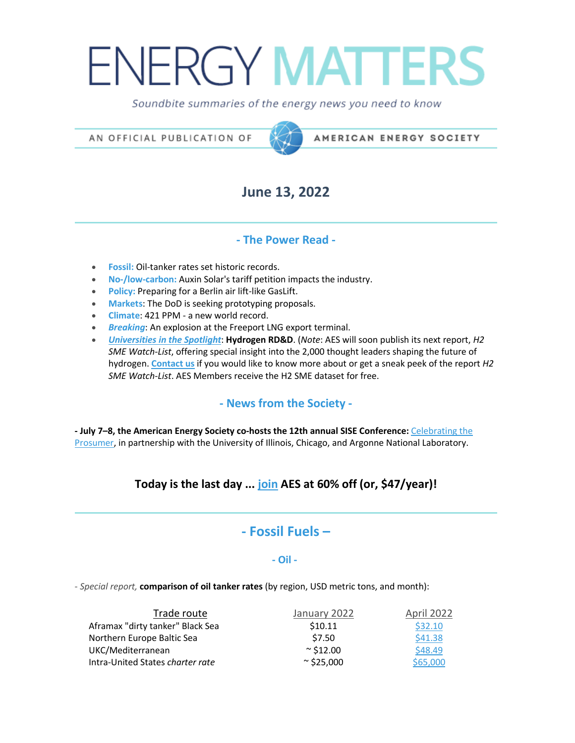# ENERGY MATTERS

*Soundbite summaries of the energy news you need to know*

AN OFFICIAL PUBLICATION OF AMERICAN ENERGY SOCIETY

## June 13, 2022

### - The Power Read -

- **Fossil:** Oil-tanker rates set historic records.
- **No-/low-carbon:** Auxin Solar's tariff petition impacts the industry.
- **Policy:** Preparing for a Berlin air lift-like GasLift.
- **Markets**: The DoD is seeking prototyping proposals.
- **Climate**: 421 PPM - a new world record.
- ***Breaking***: An explosion at the Freeport LNG export terminal.
- ***Universities in the Spotlight***: **Hydrogen RD&D**. (*Note*: AES will soon publish its next report, *H2 SME Watch-List*, offering special insight into the 2,000 thought leaders shaping the future of hydrogen. **Contact us** if you would like to know more about or get a sneak peek of the report *H2 SME Watch-List*. AES Members receive the H2 SME dataset for free.

### - News from the Society -

**- July 7–8, the American Energy Society co-hosts the 12th annual SISE Conference:** Celebrating the Prosumer, in partnership with the University of Illinois, Chicago, and Argonne National Laboratory.

**Today is the last day ... join AES at 60% off (or, $47/year)!**

## - Fossil Fuels –

### - Oil -

*- Special report,* **comparison of oil tanker rates** (by region, USD metric tons, and month):

| Trade route | January 2022 | April 2022 |
|---|---|---|
| Aframax "dirty tanker" Black Sea | $10.11 | $32.10 |
| Northern Europe Baltic Sea | $7.50 | $41.38 |
| UKC/Mediterranean | ~ $12.00 | $48.49 |
| Intra-United States *charter rate* | ~ $25,000 | $65,000 |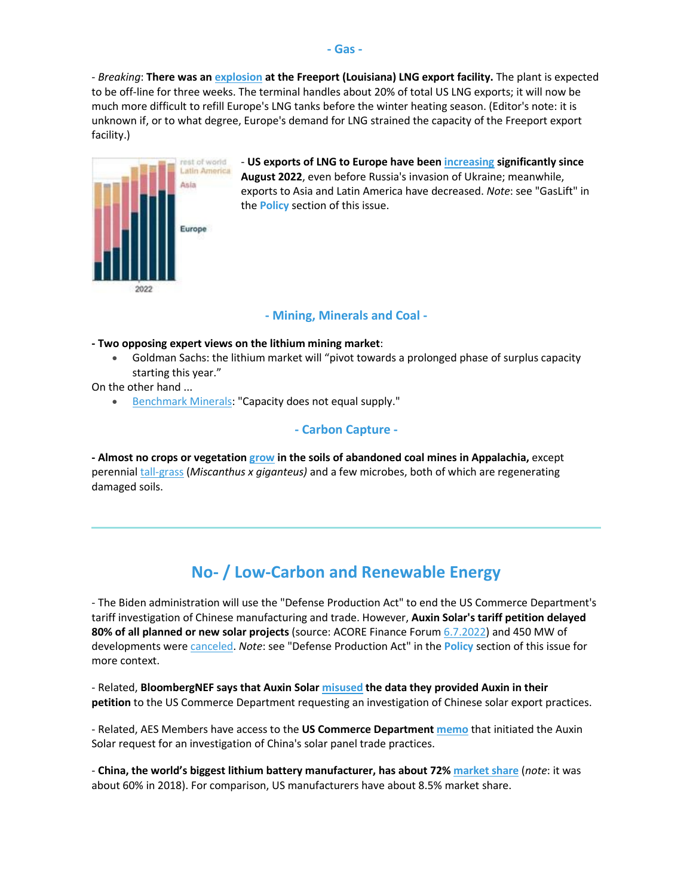## - Gas -

- *Breaking*: **There was an explosion at the Freeport (Louisiana) LNG export facility.** The plant is expected to be off-line for three weeks. The terminal handles about 20% of total US LNG exports; it will now be much more difficult to refill Europe's LNG tanks before the winter heating season. (Editor's note: it is unknown if, or to what degree, Europe's demand for LNG strained the capacity of the Freeport export facility.)

rest of world
Latin America
Asia
Europe
2022

- **US exports of LNG to Europe have been increasing significantly since August 2022**, even before Russia's invasion of Ukraine; meanwhile, exports to Asia and Latin America have decreased. *Note*: see "GasLift" in the **Policy** section of this issue.

## - Mining, Minerals and Coal -

**- Two opposing expert views on the lithium mining market**:

- Goldman Sachs: the lithium market will "pivot towards a prolonged phase of surplus capacity starting this year."

On the other hand ...

- Benchmark Minerals: "Capacity does not equal supply."

## - Carbon Capture -

**- Almost no crops or vegetation grow in the soils of abandoned coal mines in Appalachia,** except perennial tall-grass (*Miscanthus x giganteus)* and a few microbes, both of which are regenerating damaged soils.

---

# No- / Low-Carbon and Renewable Energy

- The Biden administration will use the "Defense Production Act" to end the US Commerce Department's tariff investigation of Chinese manufacturing and trade. However, **Auxin Solar's tariff petition delayed 80% of all planned or new solar projects** (source: ACORE Finance Forum 6.7.2022) and 450 MW of developments were canceled. *Note*: see "Defense Production Act" in the **Policy** section of this issue for more context.

- Related, **BloombergNEF says that Auxin Solar misused the data they provided Auxin in their petition** to the US Commerce Department requesting an investigation of Chinese solar export practices.

- Related, AES Members have access to the **US Commerce Department memo** that initiated the Auxin Solar request for an investigation of China's solar panel trade practices.

- **China, the world's biggest lithium battery manufacturer, has about 72% market share** (*note*: it was about 60% in 2018). For comparison, US manufacturers have about 8.5% market share.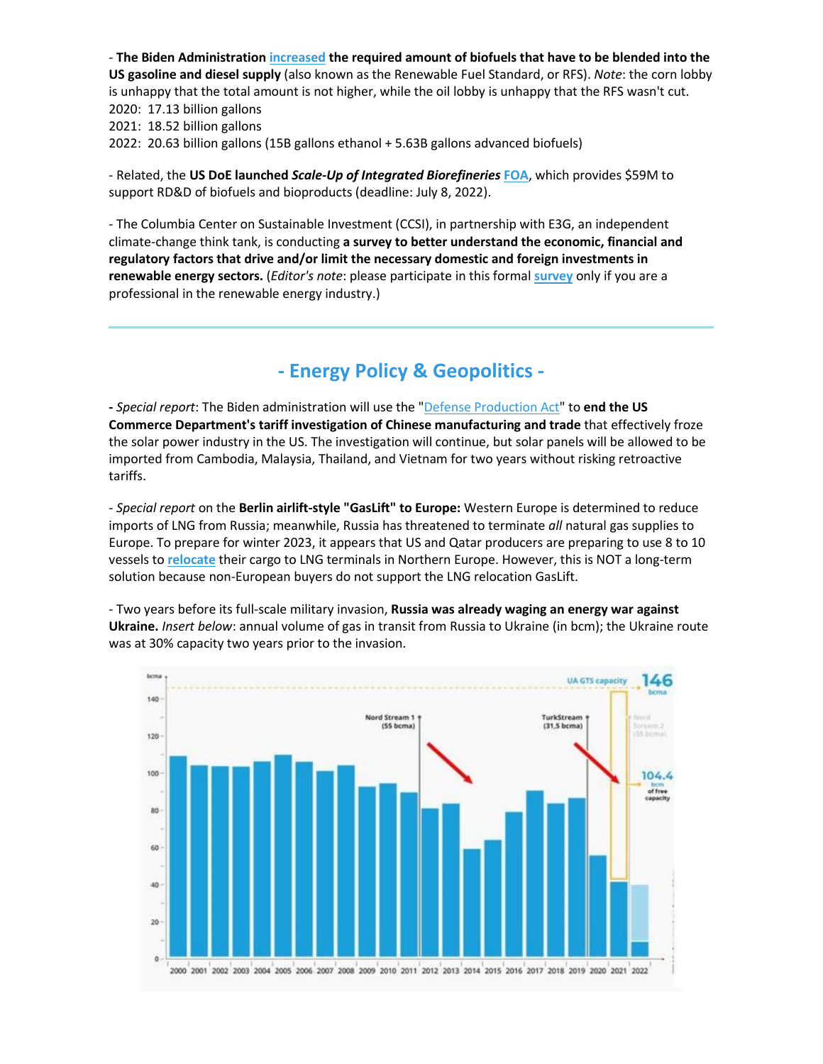- **The Biden Administration increased the required amount of biofuels that have to be blended into the US gasoline and diesel supply** (also known as the Renewable Fuel Standard, or RFS). *Note*: the corn lobby is unhappy that the total amount is not higher, while the oil lobby is unhappy that the RFS wasn't cut.
2020: 17.13 billion gallons
2021: 18.52 billion gallons
2022: 20.63 billion gallons (15B gallons ethanol + 5.63B gallons advanced biofuels)

- Related, the **US DoE launched *Scale-Up of Integrated Biorefineries* FOA**, which provides $59M to support RD&D of biofuels and bioproducts (deadline: July 8, 2022).

- The Columbia Center on Sustainable Investment (CCSI), in partnership with E3G, an independent climate-change think tank, is conducting **a survey to better understand the economic, financial and regulatory factors that drive and/or limit the necessary domestic and foreign investments in renewable energy sectors.** (*Editor's note*: please participate in this formal **survey** only if you are a professional in the renewable energy industry.)

## - Energy Policy & Geopolitics -

**-** *Special report*: The Biden administration will use the "Defense Production Act" to **end the US Commerce Department's tariff investigation of Chinese manufacturing and trade** that effectively froze the solar power industry in the US. The investigation will continue, but solar panels will be allowed to be imported from Cambodia, Malaysia, Thailand, and Vietnam for two years without risking retroactive tariffs.

- *Special report* on the **Berlin airlift-style "GasLift" to Europe:** Western Europe is determined to reduce imports of LNG from Russia; meanwhile, Russia has threatened to terminate *all* natural gas supplies to Europe. To prepare for winter 2023, it appears that US and Qatar producers are preparing to use 8 to 10 vessels to **relocate** their cargo to LNG terminals in Northern Europe. However, this is NOT a long-term solution because non-European buyers do not support the LNG relocation GasLift.

- Two years before its full-scale military invasion, **Russia was already waging an energy war against Ukraine.** *Insert below*: annual volume of gas in transit from Russia to Ukraine (in bcm); the Ukraine route was at 30% capacity two years prior to the invasion.

bcma
UA GTS capacity 146 bcma
Nord Stream 1 (55 bcma)
TurkStream (31,5 bcma)
Nord Stream 2 (55 bcma)
104.4 bcm of free capacity
0 20 40 60 80 100 120 140
2000 2001 2002 2003 2004 2005 2006 2007 2008 2009 2010 2011 2012 2013 2014 2015 2016 2017 2018 2019 2020 2021 2022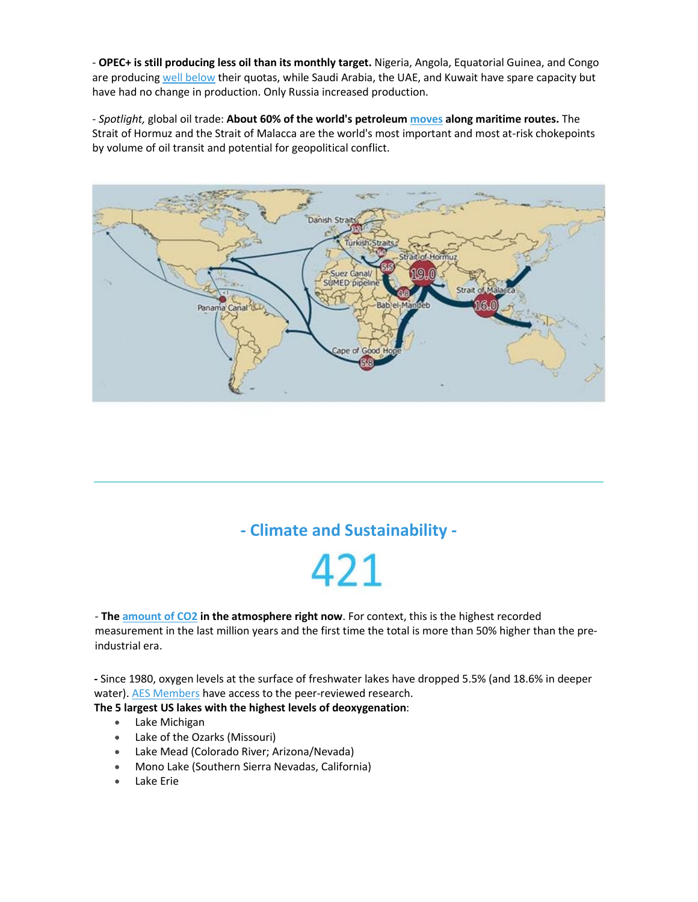- **OPEC+ is still producing less oil than its monthly target.** Nigeria, Angola, Equatorial Guinea, and Congo are producing well below their quotas, while Saudi Arabia, the UAE, and Kuwait have spare capacity but have had no change in production. Only Russia increased production.

- *Spotlight,* global oil trade: **About 60% of the world's petroleum moves along maritime routes.** The Strait of Hormuz and the Strait of Malacca are the world's most important and most at-risk chokepoints by volume of oil transit and potential for geopolitical conflict.

Danish Straits 3.2
Turkish Straits 2.4
Strait of Hormuz 19.0
Suez Canal/ SUMED pipeline 5.5
Bab el-Mandeb 4.8
Strait of Malacca 16.0
Cape of Good Hope 5.8
Panama Canal <1

## - Climate and Sustainability -

# 421

- **The amount of $CO_2$ in the atmosphere right now**. For context, this is the highest recorded measurement in the last million years and the first time the total is more than 50% higher than the pre-industrial era.

- Since 1980, oxygen levels at the surface of freshwater lakes have dropped 5.5% (and 18.6% in deeper water). AES Members have access to the peer-reviewed research.

**The 5 largest US lakes with the highest levels of deoxygenation**:

- Lake Michigan
- Lake of the Ozarks (Missouri)
- Lake Mead (Colorado River; Arizona/Nevada)
- Mono Lake (Southern Sierra Nevadas, California)
- Lake Erie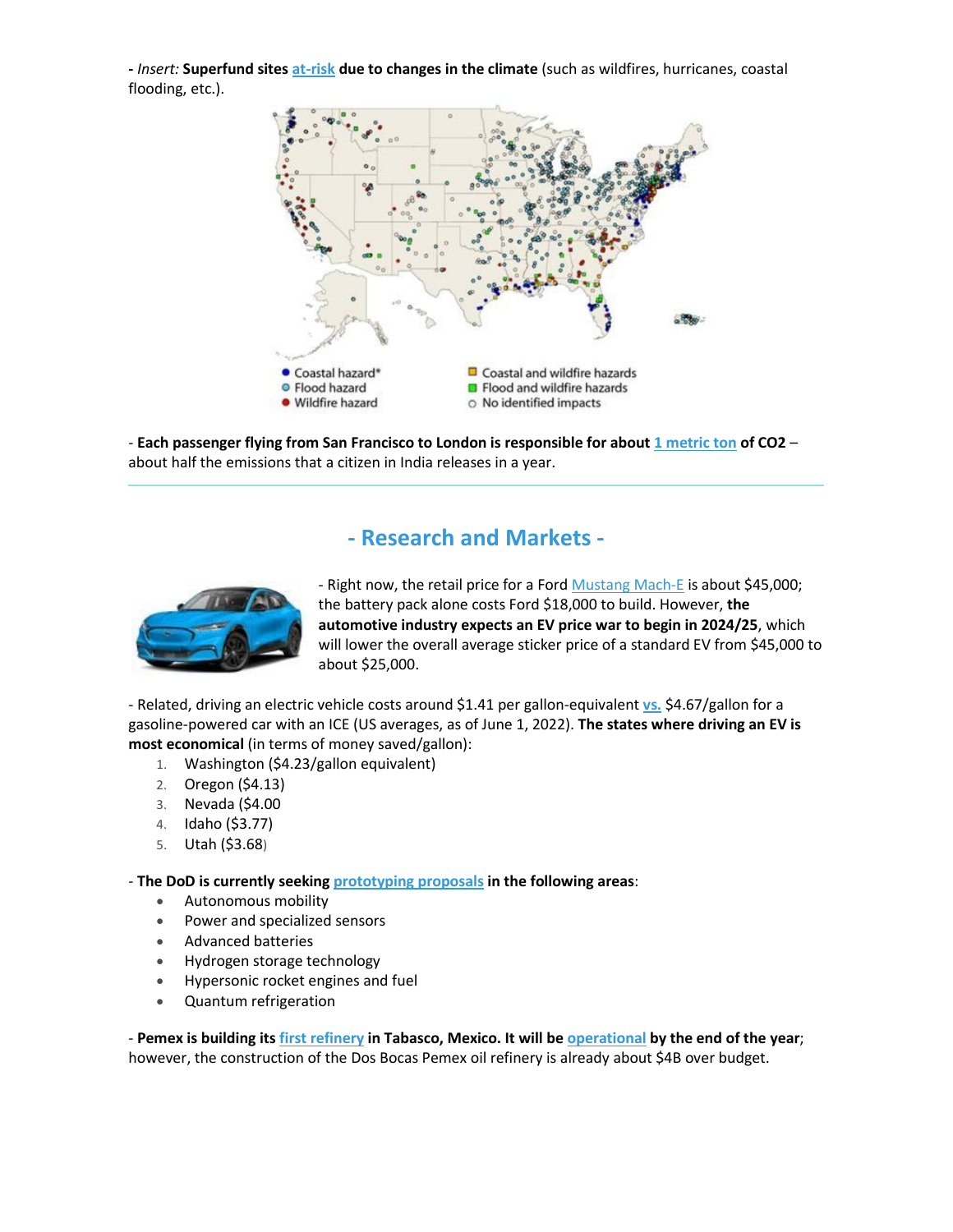**- *Insert:* Superfund sites at-risk due to changes in the climate** (such as wildfires, hurricanes, coastal flooding, etc.).

Coastal hazard*
Flood hazard
Wildfire hazard
Coastal and wildfire hazards
Flood and wildfire hazards
No identified impacts

- **Each passenger flying from San Francisco to London is responsible for about 1 metric ton of $CO_2$** – about half the emissions that a citizen in India releases in a year.

---

## - Research and Markets -

- Right now, the retail price for a Ford Mustang Mach-E is about $45,000; the battery pack alone costs Ford $18,000 to build. However, **the automotive industry expects an EV price war to begin in 2024/25**, which will lower the overall average sticker price of a standard EV from $45,000 to about $25,000.

- Related, driving an electric vehicle costs around $1.41 per gallon-equivalent **vs.** $4.67/gallon for a gasoline-powered car with an ICE (US averages, as of June 1, 2022). **The states where driving an EV is most economical** (in terms of money saved/gallon):

1. Washington ($4.23/gallon equivalent)
2. Oregon ($4.13)
3. Nevada ($4.00
4. Idaho ($3.77)
5. Utah ($3.68)

- **The DoD is currently seeking prototyping proposals in the following areas**:

- Autonomous mobility
- Power and specialized sensors
- Advanced batteries
- Hydrogen storage technology
- Hypersonic rocket engines and fuel
- Quantum refrigeration

- **Pemex is building its first refinery in Tabasco, Mexico. It will be operational by the end of the year**; however, the construction of the Dos Bocas Pemex oil refinery is already about $4B over budget.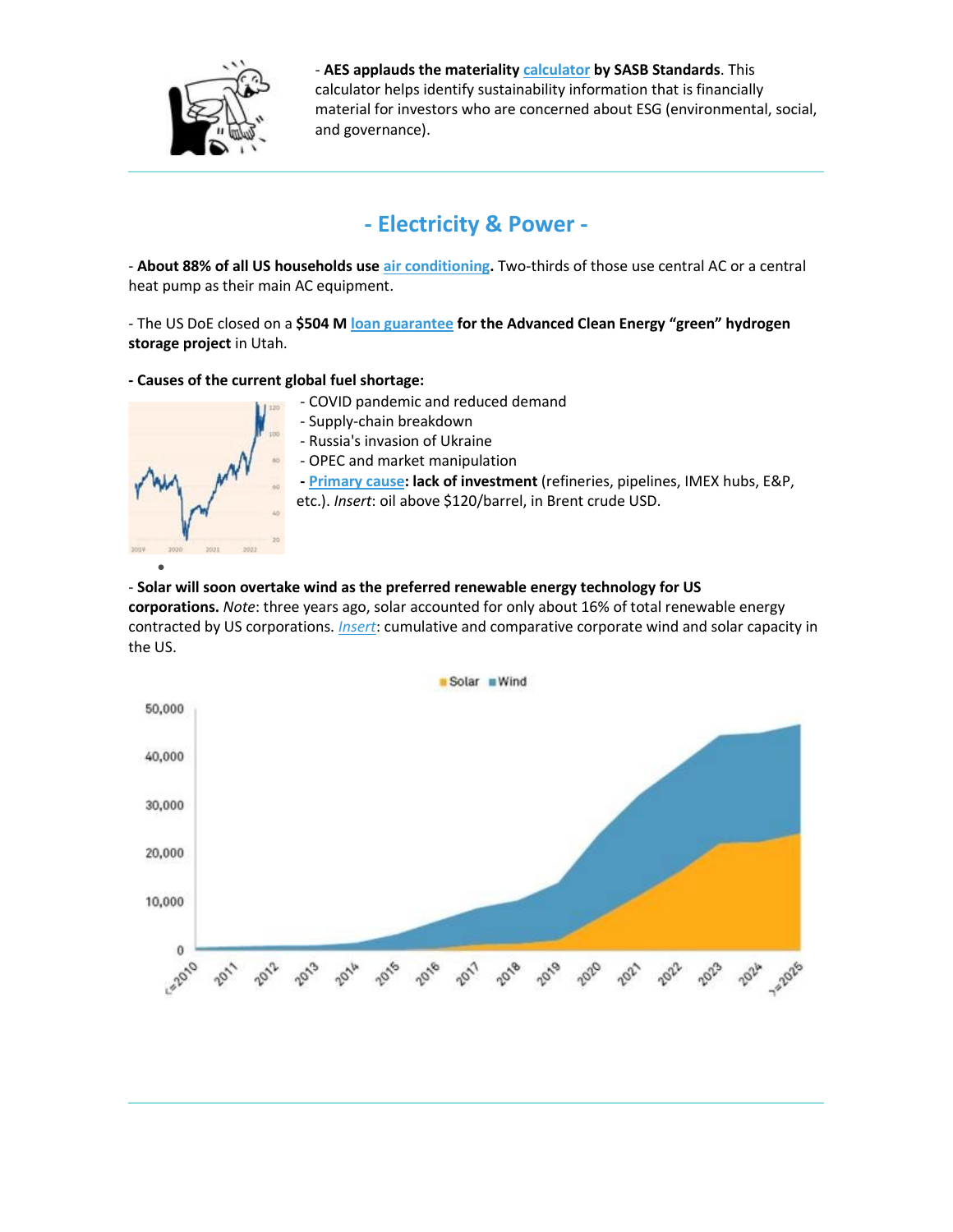- **AES applauds the materiality calculator by SASB Standards**. This calculator helps identify sustainability information that is financially material for investors who are concerned about ESG (environmental, social, and governance).

## - Electricity & Power -

- **About 88% of all US households use air conditioning.** Two-thirds of those use central AC or a central heat pump as their main AC equipment.

- The US DoE closed on a **$504 M loan guarantee for the Advanced Clean Energy "green" hydrogen storage project** in Utah.

**- Causes of the current global fuel shortage:**

120
100
80
60
40
20
2019
2020
2021
2022

- COVID pandemic and reduced demand
- Supply-chain breakdown
- Russia's invasion of Ukraine
- OPEC and market manipulation
- **Primary cause: lack of investment** (refineries, pipelines, IMEX hubs, E&P, etc.). *Insert*: oil above $120/barrel, in Brent crude USD.

- **Solar will soon overtake wind as the preferred renewable energy technology for US corporations.** *Note*: three years ago, solar accounted for only about 16% of total renewable energy contracted by US corporations. *Insert*: cumulative and comparative corporate wind and solar capacity in the US.

Solar
Wind

50,000
40,000
30,000
20,000
10,000
0

<=2010
2011
2012
2013
2014
2015
2016
2017
2018
2019
2020
2021
2022
2023
2024
>=2025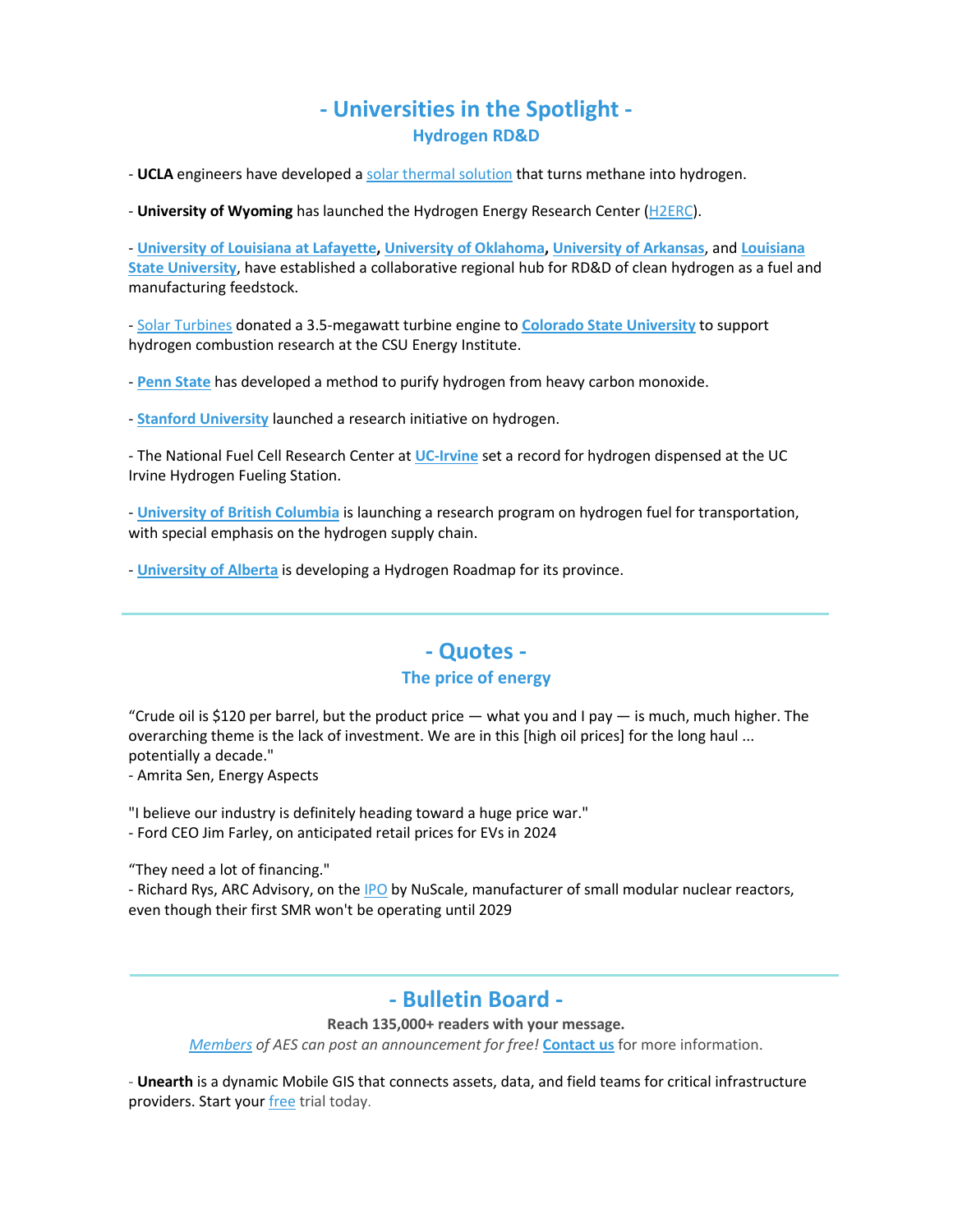## - Universities in the Spotlight -

### Hydrogen RD&D

- **UCLA** engineers have developed a solar thermal solution that turns methane into hydrogen.

- **University of Wyoming** has launched the Hydrogen Energy Research Center (H2ERC).

- **University of Louisiana at Lafayette**, **University of Oklahoma**, **University of Arkansas**, and **Louisiana State University**, have established a collaborative regional hub for RD&D of clean hydrogen as a fuel and manufacturing feedstock.

- Solar Turbines donated a 3.5-megawatt turbine engine to **Colorado State University** to support hydrogen combustion research at the CSU Energy Institute.

- **Penn State** has developed a method to purify hydrogen from heavy carbon monoxide.

- **Stanford University** launched a research initiative on hydrogen.

- The National Fuel Cell Research Center at **UC-Irvine** set a record for hydrogen dispensed at the UC Irvine Hydrogen Fueling Station.

- **University of British Columbia** is launching a research program on hydrogen fuel for transportation, with special emphasis on the hydrogen supply chain.

- **University of Alberta** is developing a Hydrogen Roadmap for its province.

---

## - Quotes -

### The price of energy

"Crude oil is $120 per barrel, but the product price — what you and I pay — is much, much higher. The overarching theme is the lack of investment. We are in this [high oil prices] for the long haul ... potentially a decade."
- Amrita Sen, Energy Aspects

"I believe our industry is definitely heading toward a huge price war."
- Ford CEO Jim Farley, on anticipated retail prices for EVs in 2024

"They need a lot of financing."
- Richard Rys, ARC Advisory, on the IPO by NuScale, manufacturer of small modular nuclear reactors, even though their first SMR won't be operating until 2029

---

## - Bulletin Board -

**Reach 135,000+ readers with your message.**

*Members of AES can post an announcement for free!* **Contact us** for more information.

- **Unearth** is a dynamic Mobile GIS that connects assets, data, and field teams for critical infrastructure providers. Start your free trial today.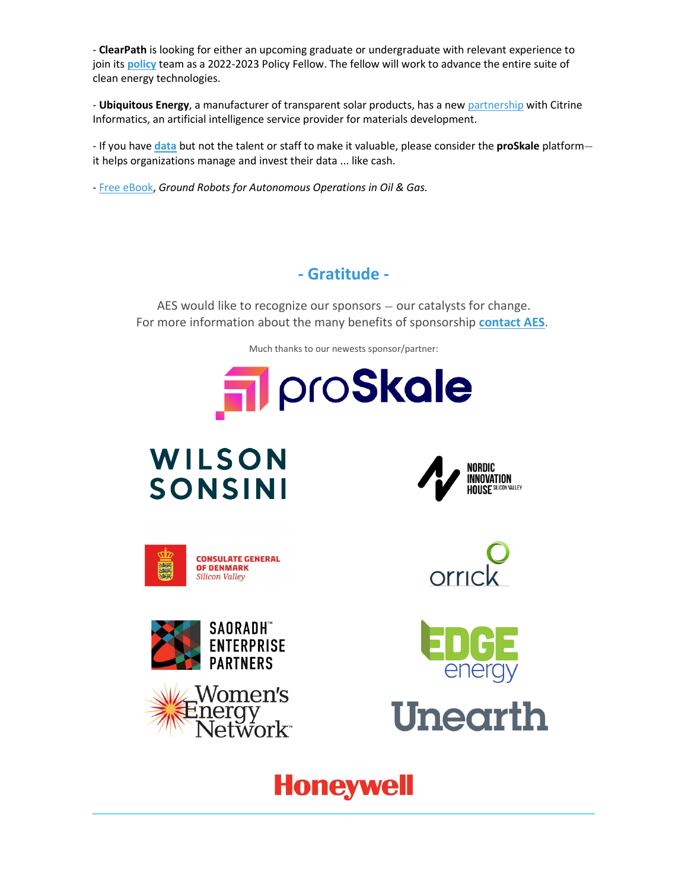- **ClearPath** is looking for either an upcoming graduate or undergraduate with relevant experience to join its **policy** team as a 2022-2023 Policy Fellow. The fellow will work to advance the entire suite of clean energy technologies.

- **Ubiquitous Energy**, a manufacturer of transparent solar products, has a new partnership with Citrine Informatics, an artificial intelligence service provider for materials development.

- If you have **data** but not the talent or staff to make it valuable, please consider the **proSkale** platform—it helps organizations manage and invest their data ... like cash.

- Free eBook, *Ground Robots for Autonomous Operations in Oil & Gas.*

## - Gratitude -

AES would like to recognize our sponsors – our catalysts for change.
For more information about the many benefits of sponsorship **contact AES**.

Much thanks to our newests sponsor/partner:

proSkale

WILSON SONSINI

NORDIC INNOVATION HOUSE SILICON VALLEY

CONSULATE GENERAL OF DENMARK Silicon Valley

orrick

SAORADH™ ENTERPRISE PARTNERS

EDGE energy

Women's Energy Network™

Unearth

Honeywell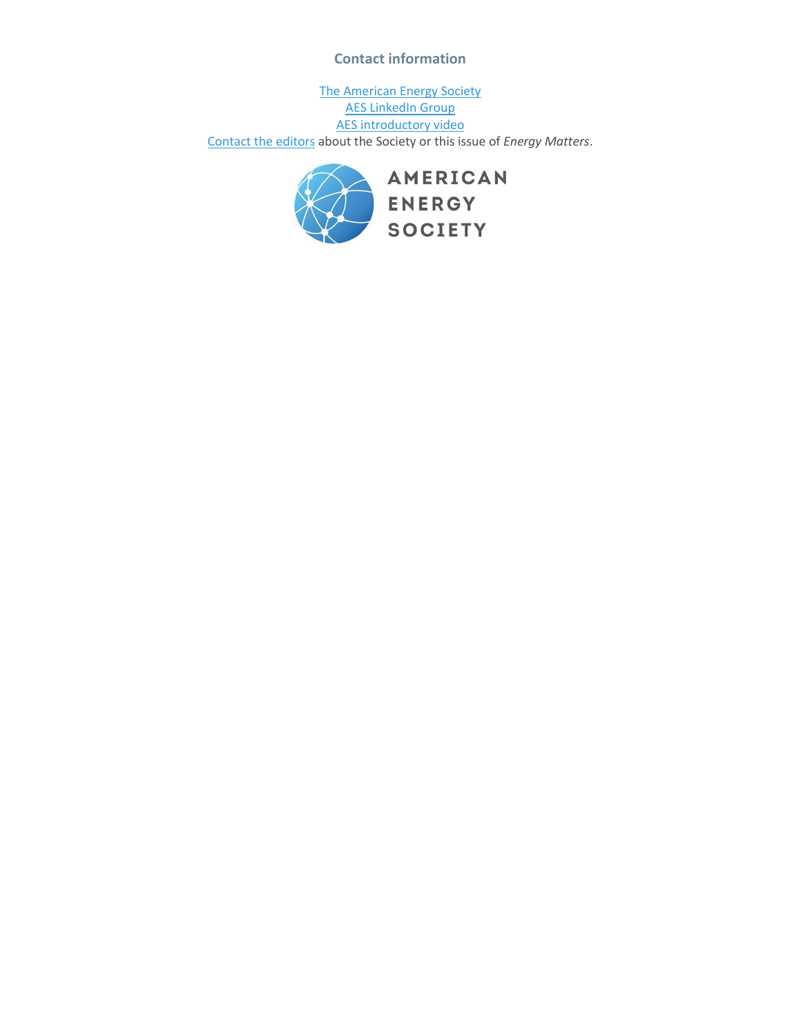**Contact information**

The American Energy Society
AES LinkedIn Group
AES introductory video
Contact the editors about the Society or this issue of *Energy Matters*.

AMERICAN
ENERGY
SOCIETY